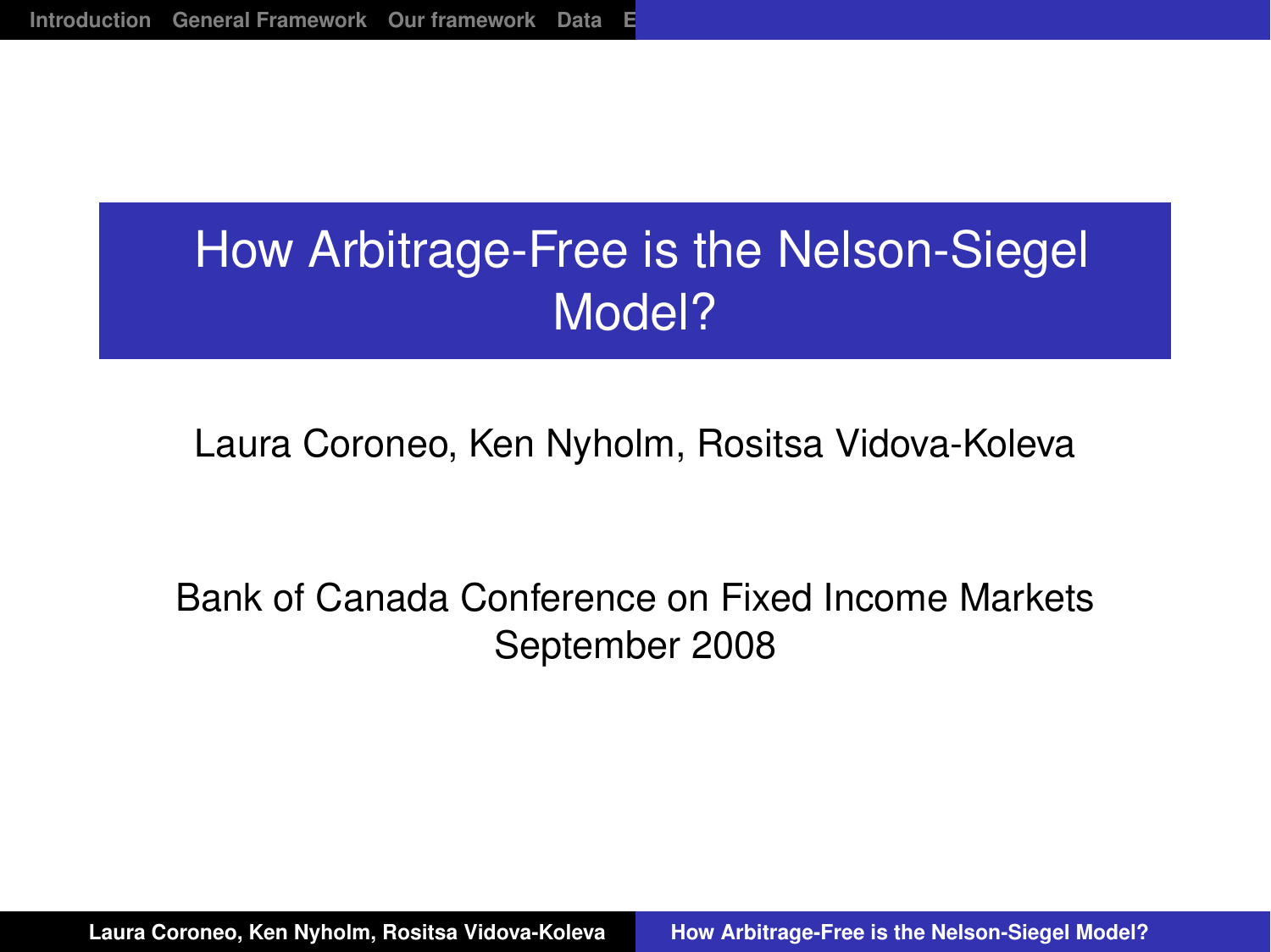# How Arbitrage-Free is the Nelson-Siegel Model?

Laura Coroneo, Ken Nyholm, Rositsa Vidova-Koleva

Bank of Canada Conference on Fixed Income Markets
September 2008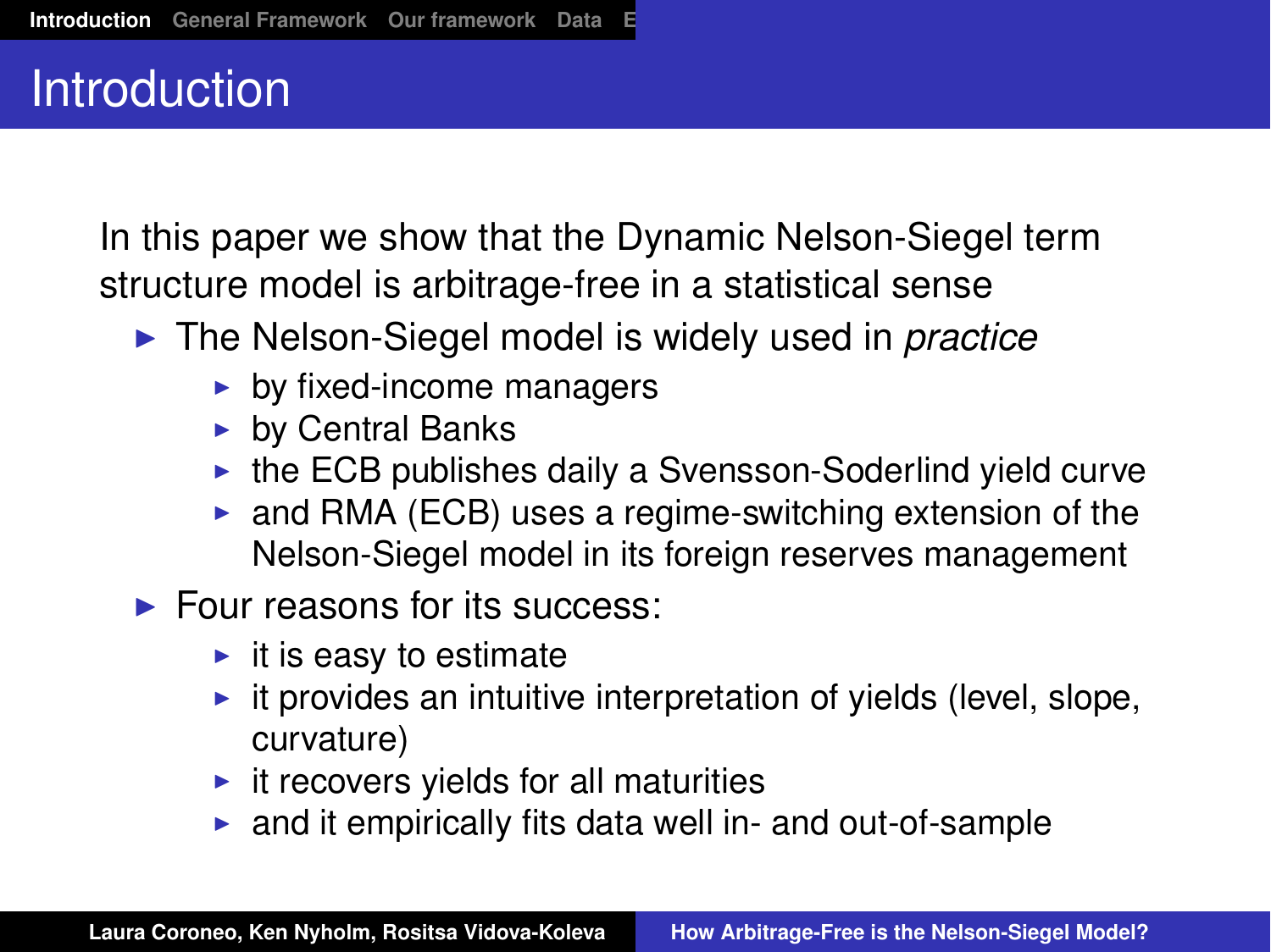# Introduction

In this paper we show that the Dynamic Nelson-Siegel term structure model is arbitrage-free in a statistical sense

- The Nelson-Siegel model is widely used in *practice*
  - by fixed-income managers
  - by Central Banks
  - the ECB publishes daily a Svensson-Soderlind yield curve
  - and RMA (ECB) uses a regime-switching extension of the Nelson-Siegel model in its foreign reserves management
- Four reasons for its success:
  - it is easy to estimate
  - it provides an intuitive interpretation of yields (level, slope, curvature)
  - it recovers yields for all maturities
  - and it empirically fits data well in- and out-of-sample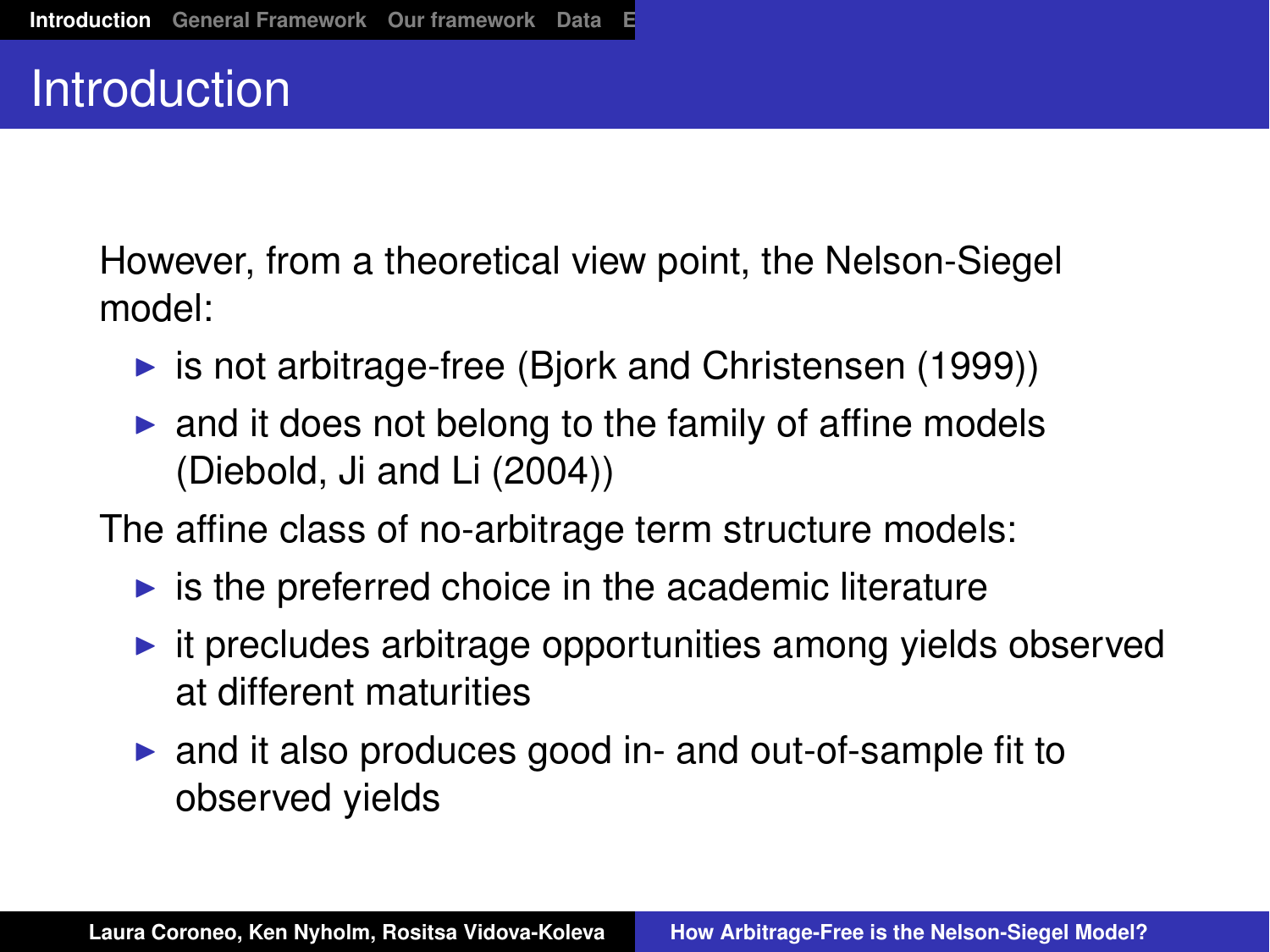# Introduction

However, from a theoretical view point, the Nelson-Siegel model:

- is not arbitrage-free (Bjork and Christensen (1999))
- and it does not belong to the family of affine models (Diebold, Ji and Li (2004))

The affine class of no-arbitrage term structure models:

- is the preferred choice in the academic literature
- it precludes arbitrage opportunities among yields observed at different maturities
- and it also produces good in- and out-of-sample fit to observed yields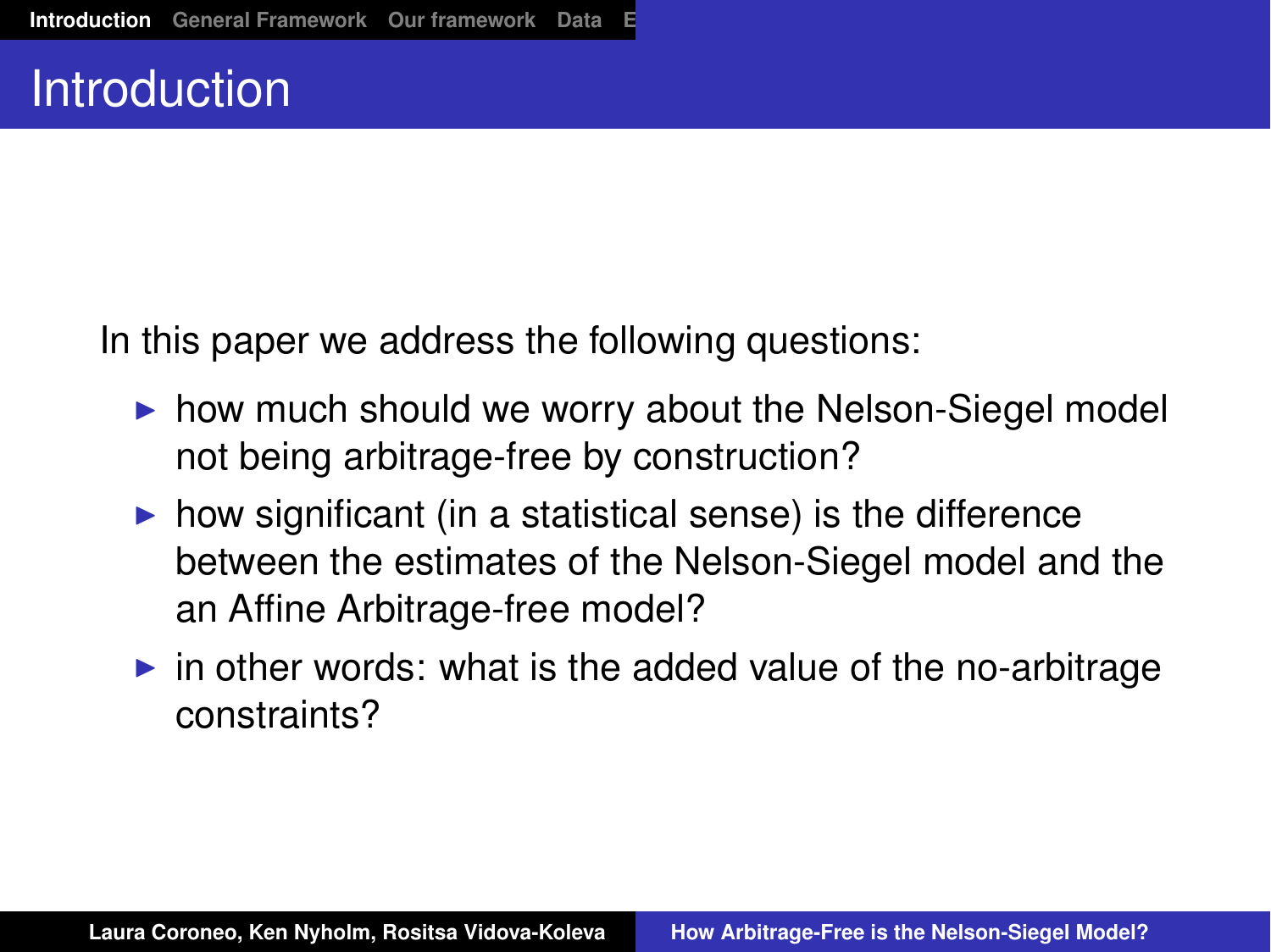# Introduction

In this paper we address the following questions:

- how much should we worry about the Nelson-Siegel model not being arbitrage-free by construction?
- how significant (in a statistical sense) is the difference between the estimates of the Nelson-Siegel model and the an Affine Arbitrage-free model?
- in other words: what is the added value of the no-arbitrage constraints?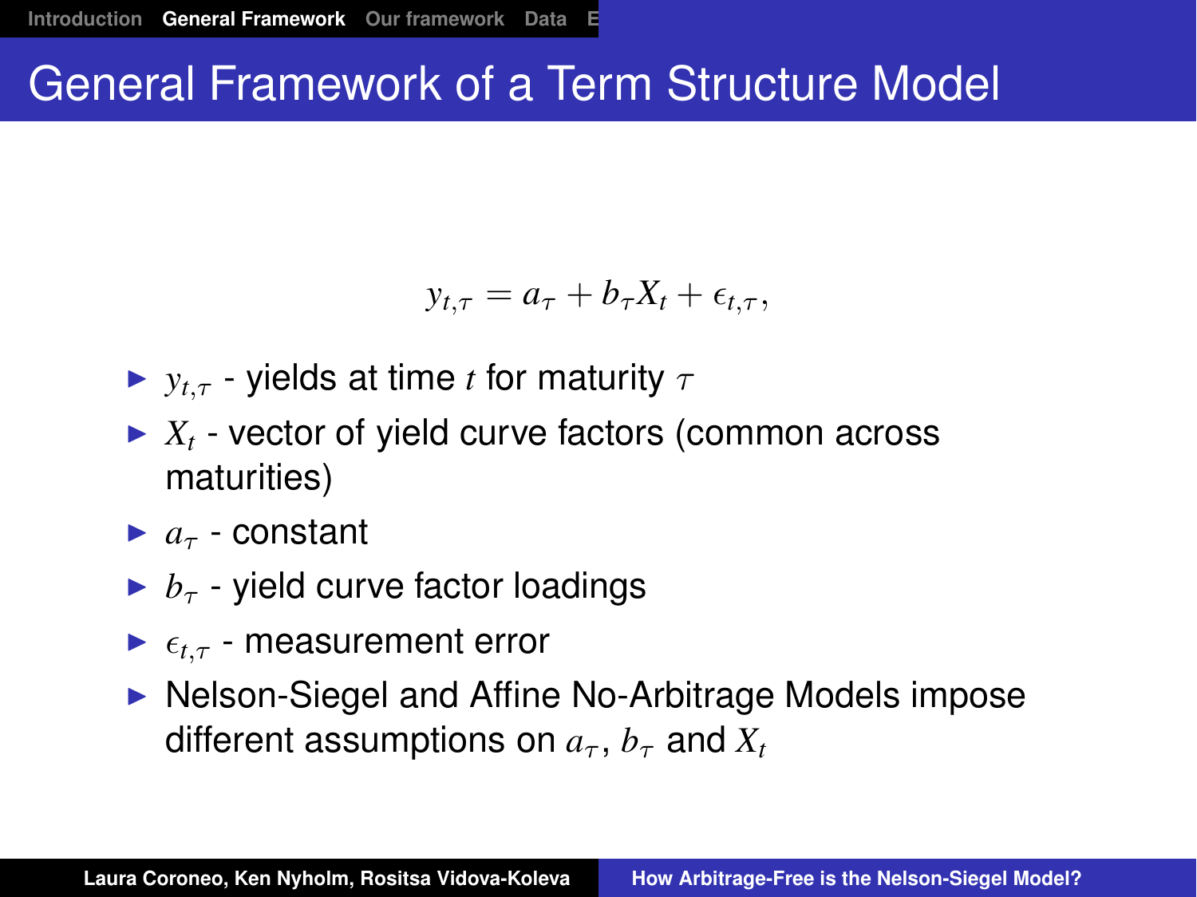# General Framework of a Term Structure Model

$$y_{t,\tau} = a_\tau + b_\tau X_t + \epsilon_{t,\tau},$$

- $y_{t,\tau}$ - yields at time $t$ for maturity $\tau$
- $X_t$ - vector of yield curve factors (common across maturities)
- $a_\tau$ - constant
- $b_\tau$ - yield curve factor loadings
- $\epsilon_{t,\tau}$ - measurement error
- Nelson-Siegel and Affine No-Arbitrage Models impose different assumptions on $a_\tau$, $b_\tau$ and $X_t$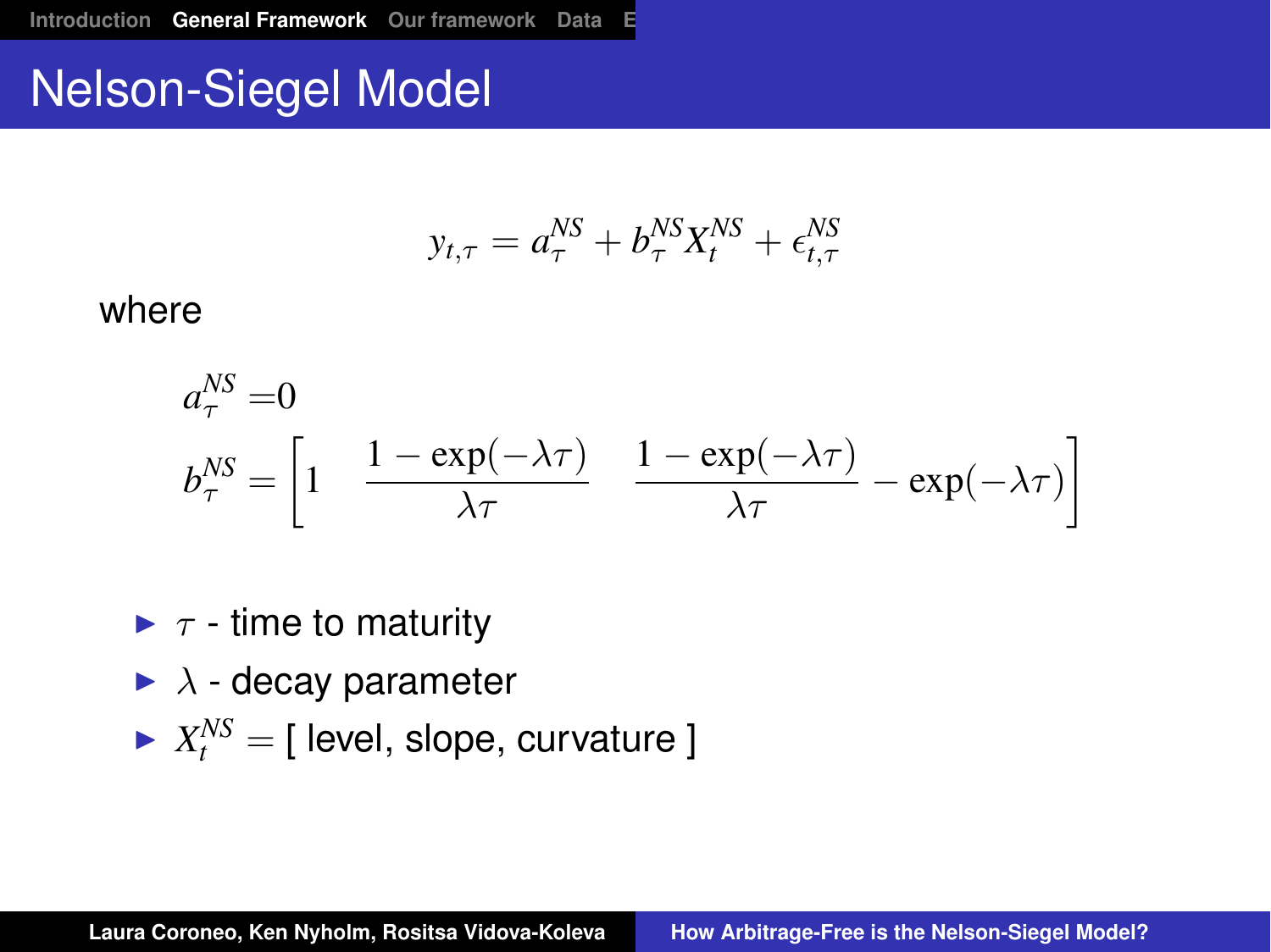# Nelson-Siegel Model

$$y_{t,\tau} = a_\tau^{NS} + b_\tau^{NS} X_t^{NS} + \epsilon_{t,\tau}^{NS}$$

where

$$\begin{aligned}
a_\tau^{NS} &= 0 \\
b_\tau^{NS} &= \begin{bmatrix} 1 & \dfrac{1-\exp(-\lambda\tau)}{\lambda\tau} & \dfrac{1-\exp(-\lambda\tau)}{\lambda\tau} - \exp(-\lambda\tau) \end{bmatrix}
\end{aligned}$$

- $\tau$ - time to maturity
- $\lambda$ - decay parameter
- $X_t^{NS} =$ [ level, slope, curvature ]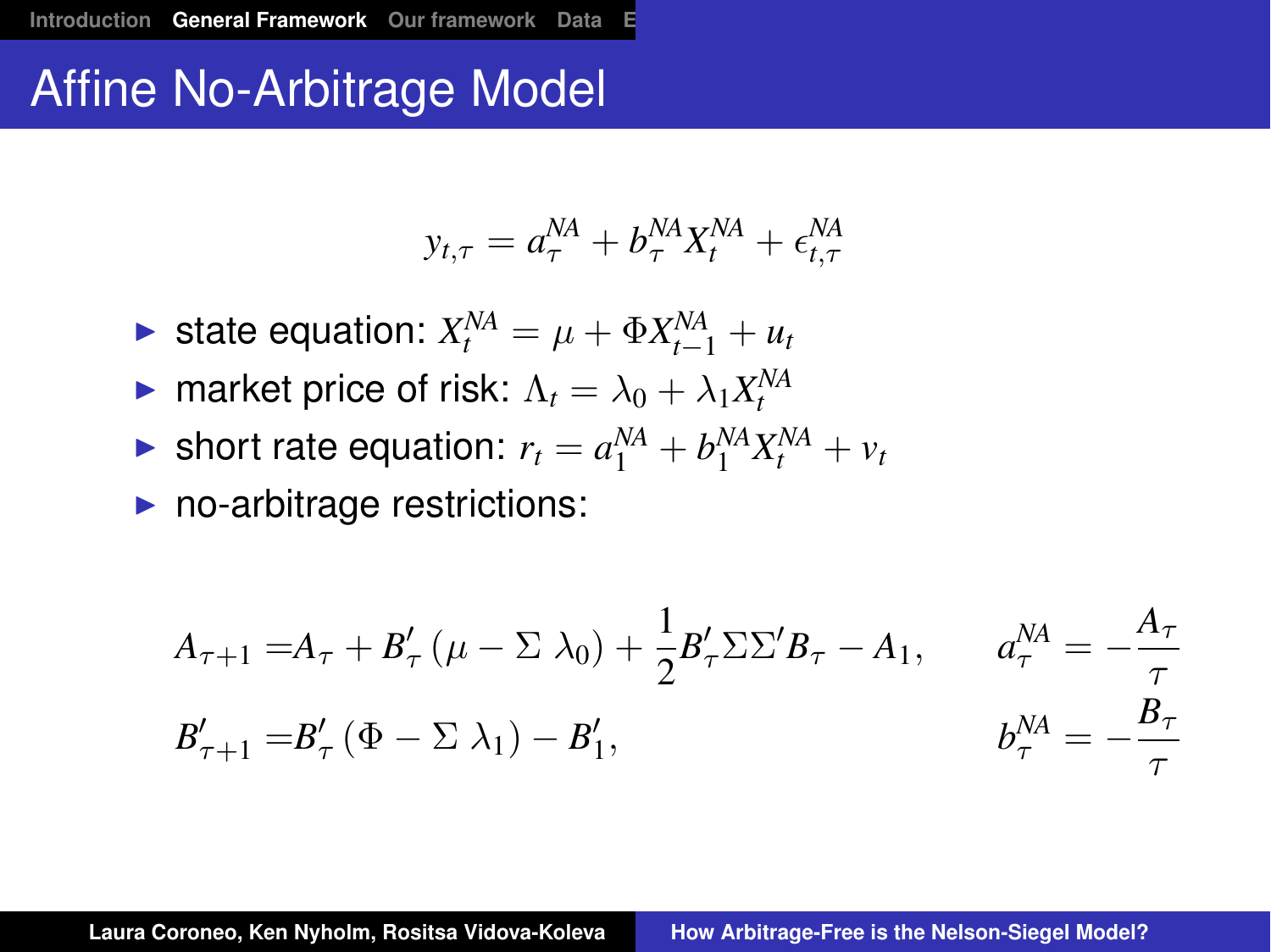# Affine No-Arbitrage Model

$$y_{t,\tau} = a_\tau^{NA} + b_\tau^{NA} X_t^{NA} + \epsilon_{t,\tau}^{NA}$$

- state equation: $X_t^{NA} = \mu + \Phi X_{t-1}^{NA} + u_t$
- market price of risk: $\Lambda_t = \lambda_0 + \lambda_1 X_t^{NA}$
- short rate equation: $r_t = a_1^{NA} + b_1^{NA} X_t^{NA} + v_t$
- no-arbitrage restrictions:

$$A_{\tau+1} = A_\tau + B'_\tau \left(\mu - \Sigma\ \lambda_0\right) + \frac{1}{2} B'_\tau \Sigma \Sigma' B_\tau - A_1, \qquad a_\tau^{NA} = -\frac{A_\tau}{\tau}$$

$$B'_{\tau+1} = B'_\tau \left(\Phi - \Sigma\ \lambda_1\right) - B'_1, \qquad b_\tau^{NA} = -\frac{B_\tau}{\tau}$$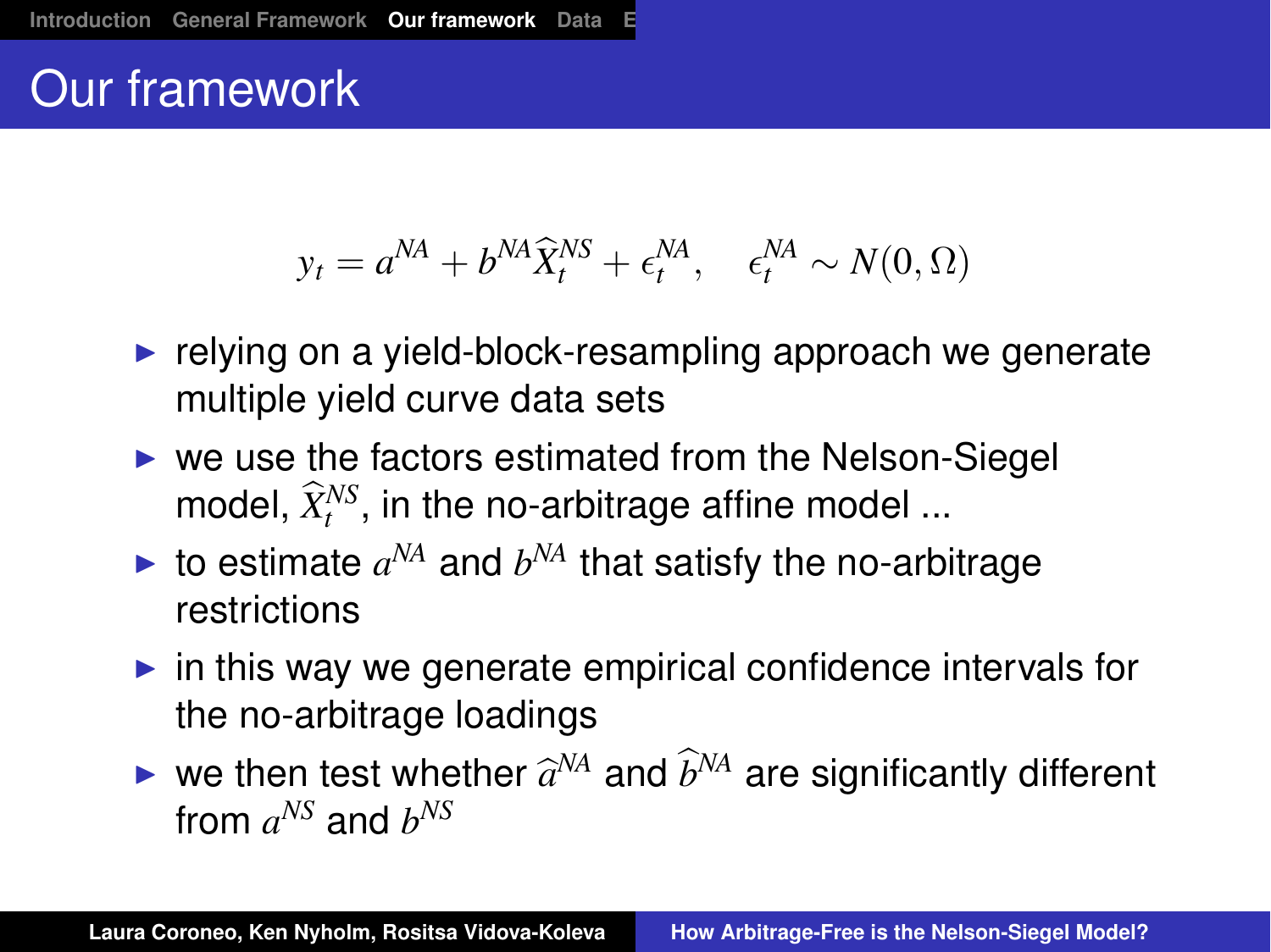# Our framework

$$y_t = a^{NA} + b^{NA}\widehat{X}_t^{NS} + \epsilon_t^{NA}, \quad \epsilon_t^{NA} \sim N(0, \Omega)$$

- relying on a yield-block-resampling approach we generate multiple yield curve data sets
- we use the factors estimated from the Nelson-Siegel model, $\widehat{X}_t^{NS}$, in the no-arbitrage affine model ...
- to estimate $a^{NA}$ and $b^{NA}$ that satisfy the no-arbitrage restrictions
- in this way we generate empirical confidence intervals for the no-arbitrage loadings
- we then test whether $\widehat{a}^{NA}$ and $\widehat{b}^{NA}$ are significantly different from $a^{NS}$ and $b^{NS}$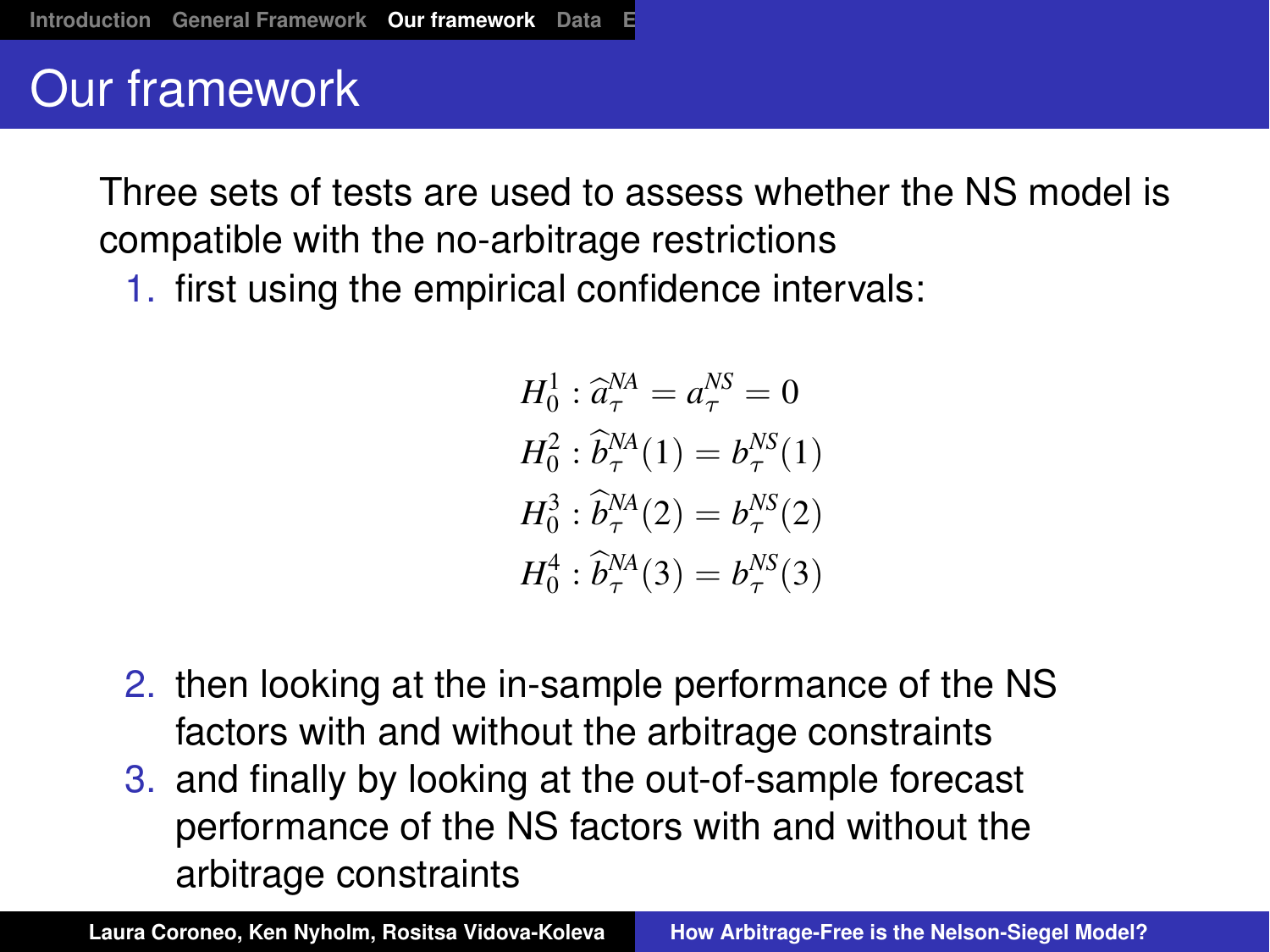# Our framework

Three sets of tests are used to assess whether the NS model is compatible with the no-arbitrage restrictions

1. first using the empirical confidence intervals:

$$
\begin{aligned}
H_0^1 &: \widehat{a}_\tau^{NA} = a_\tau^{NS} = 0 \\
H_0^2 &: \widehat{b}_\tau^{NA}(1) = b_\tau^{NS}(1) \\
H_0^3 &: \widehat{b}_\tau^{NA}(2) = b_\tau^{NS}(2) \\
H_0^4 &: \widehat{b}_\tau^{NA}(3) = b_\tau^{NS}(3)
\end{aligned}
$$

2. then looking at the in-sample performance of the NS factors with and without the arbitrage constraints
3. and finally by looking at the out-of-sample forecast performance of the NS factors with and without the arbitrage constraints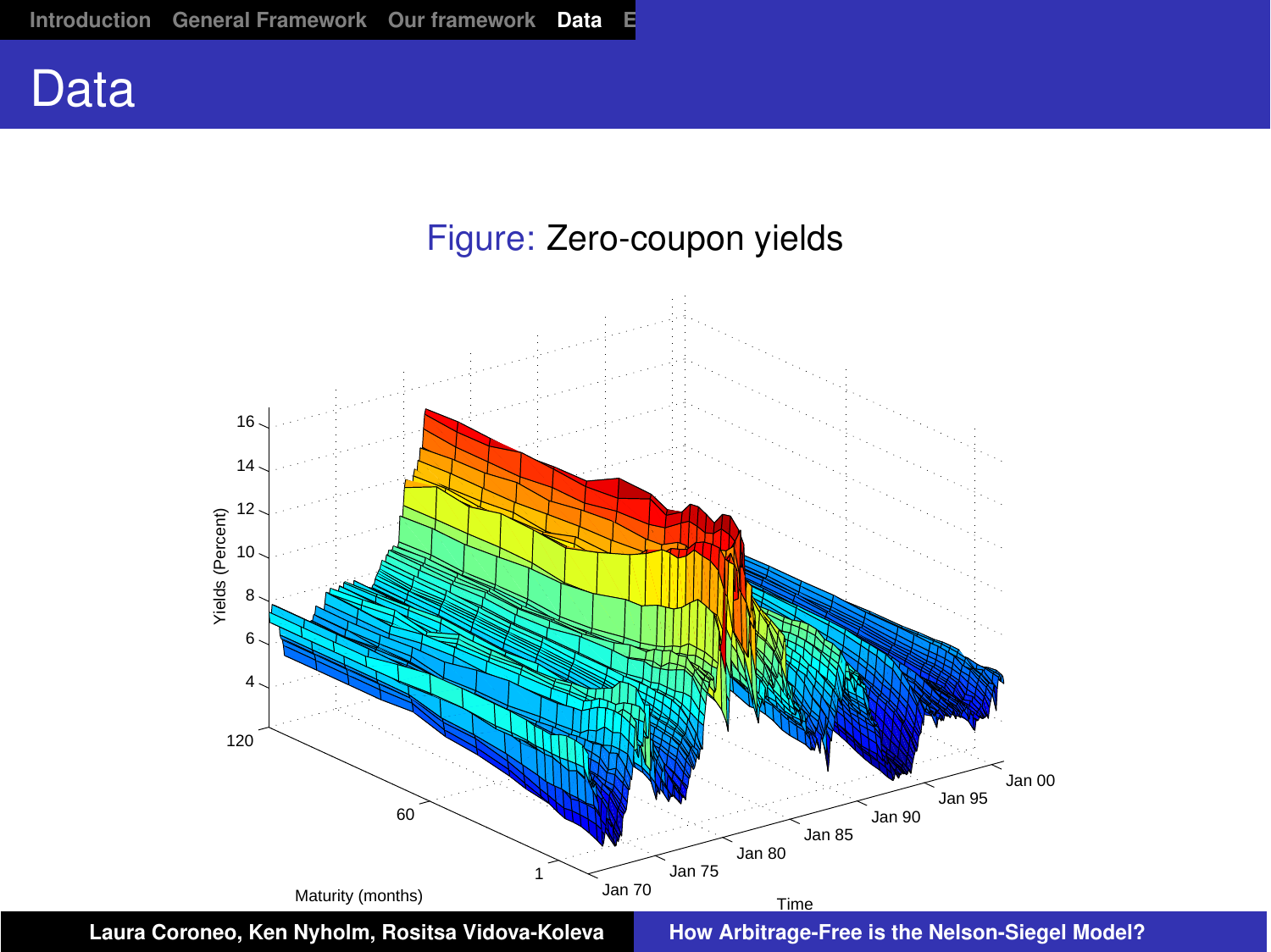# Data

Figure: Zero-coupon yields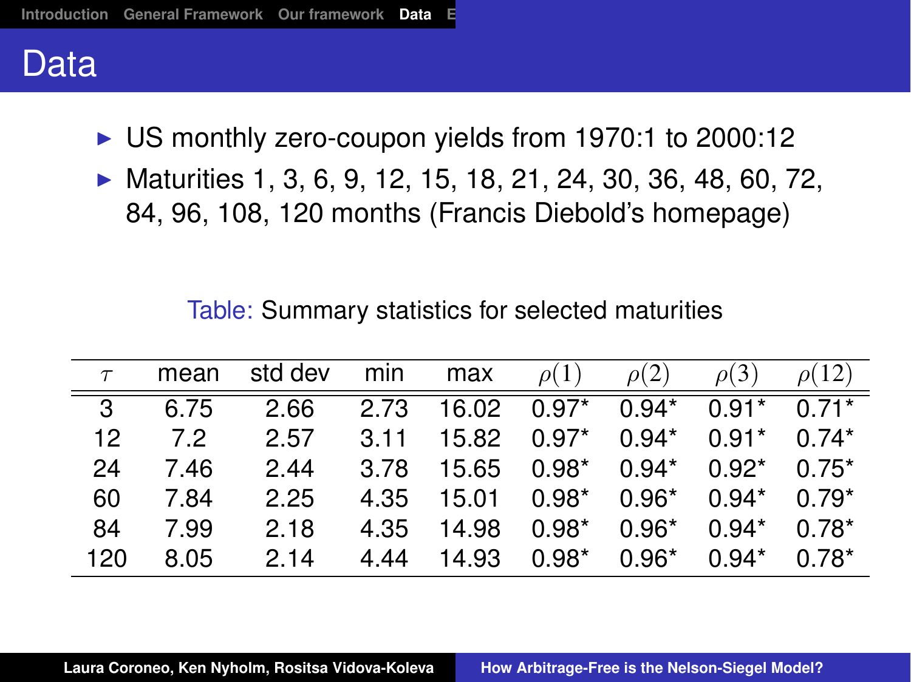# Data

- US monthly zero-coupon yields from 1970:1 to 2000:12
- Maturities 1, 3, 6, 9, 12, 15, 18, 21, 24, 30, 36, 48, 60, 72, 84, 96, 108, 120 months (Francis Diebold's homepage)

Table: Summary statistics for selected maturities

| $\tau$ | mean | std dev | min | max | $\rho(1)$ | $\rho(2)$ | $\rho(3)$ | $\rho(12)$ |
|---|---|---|---|---|---|---|---|---|
| 3 | 6.75 | 2.66 | 2.73 | 16.02 | 0.97* | 0.94* | 0.91* | 0.71* |
| 12 | 7.2 | 2.57 | 3.11 | 15.82 | 0.97* | 0.94* | 0.91* | 0.74* |
| 24 | 7.46 | 2.44 | 3.78 | 15.65 | 0.98* | 0.94* | 0.92* | 0.75* |
| 60 | 7.84 | 2.25 | 4.35 | 15.01 | 0.98* | 0.96* | 0.94* | 0.79* |
| 84 | 7.99 | 2.18 | 4.35 | 14.98 | 0.98* | 0.96* | 0.94* | 0.78* |
| 120 | 8.05 | 2.14 | 4.44 | 14.93 | 0.98* | 0.96* | 0.94* | 0.78* |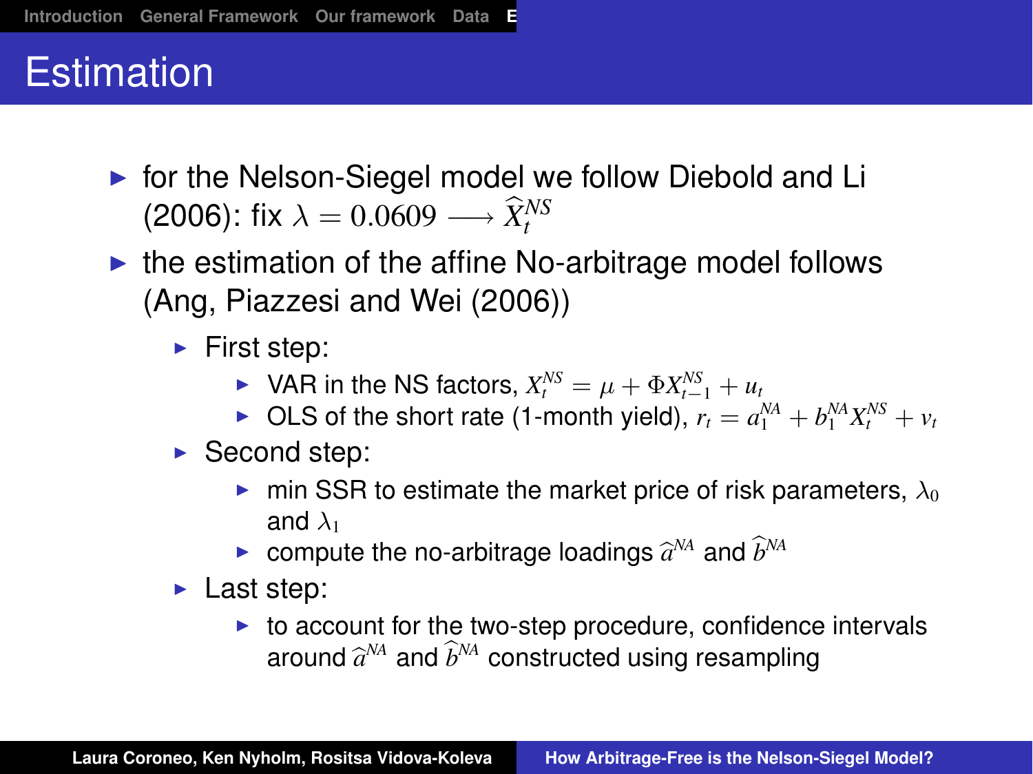# Estimation

- for the Nelson-Siegel model we follow Diebold and Li (2006): fix $\lambda = 0.0609 \longrightarrow \widehat{X}_t^{NS}$
- the estimation of the affine No-arbitrage model follows (Ang, Piazzesi and Wei (2006))
  - First step:
    - VAR in the NS factors, $X_t^{NS} = \mu + \Phi X_{t-1}^{NS} + u_t$
    - OLS of the short rate (1-month yield), $r_t = a_1^{NA} + b_1^{NA} X_t^{NS} + v_t$
  - Second step:
    - min SSR to estimate the market price of risk parameters, $\lambda_0$ and $\lambda_1$
    - compute the no-arbitrage loadings $\widehat{a}^{NA}$ and $\widehat{b}^{NA}$
  - Last step:
    - to account for the two-step procedure, confidence intervals around $\widehat{a}^{NA}$ and $\widehat{b}^{NA}$ constructed using resampling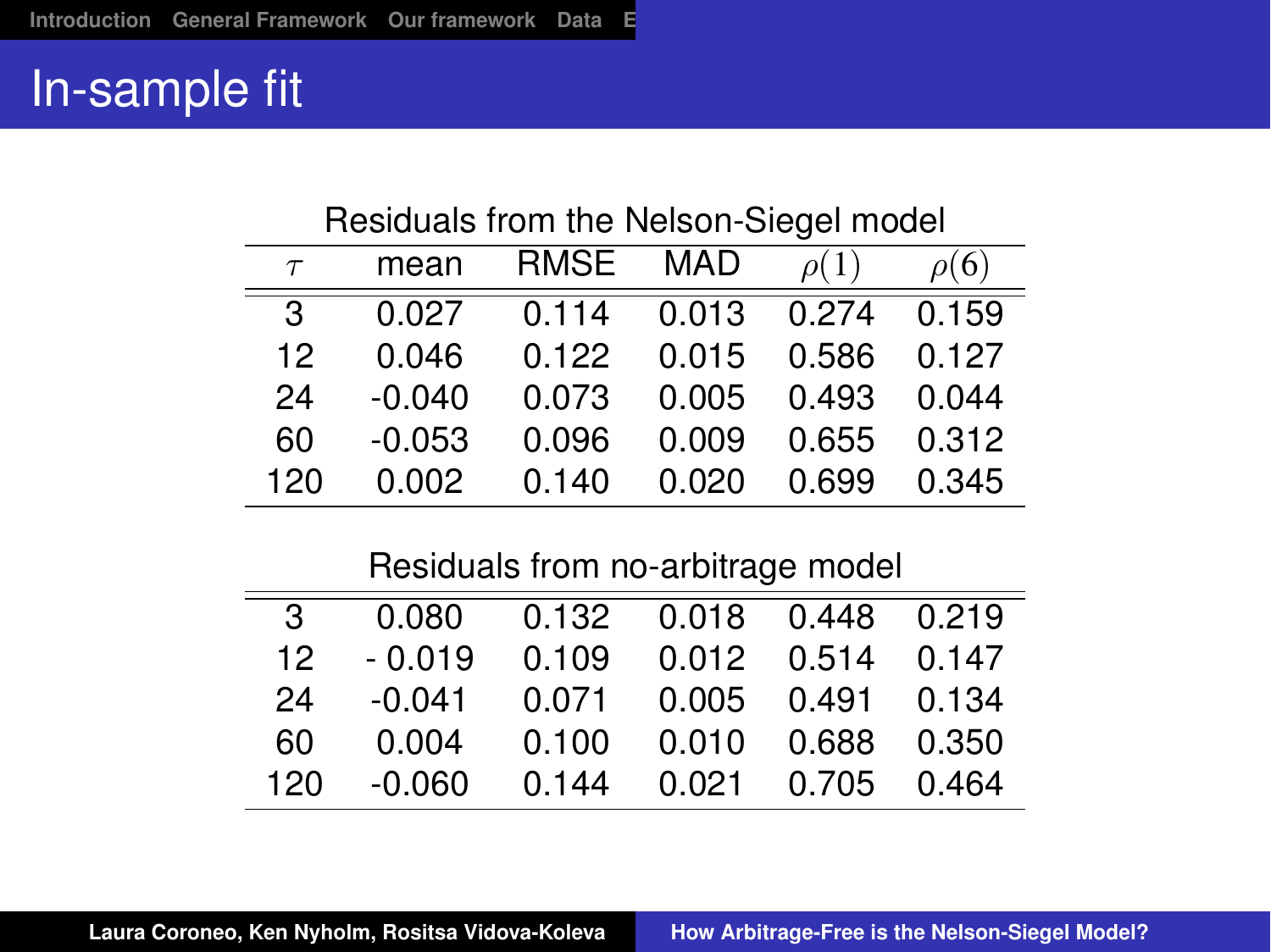# In-sample fit

Residuals from the Nelson-Siegel model

| $\tau$ | mean | RMSE | MAD | $\rho(1)$ | $\rho(6)$ |
|---|---|---|---|---|---|
| 3 | 0.027 | 0.114 | 0.013 | 0.274 | 0.159 |
| 12 | 0.046 | 0.122 | 0.015 | 0.586 | 0.127 |
| 24 | -0.040 | 0.073 | 0.005 | 0.493 | 0.044 |
| 60 | -0.053 | 0.096 | 0.009 | 0.655 | 0.312 |
| 120 | 0.002 | 0.140 | 0.020 | 0.699 | 0.345 |

Residuals from no-arbitrage model

| $\tau$ | mean | RMSE | MAD | $\rho(1)$ | $\rho(6)$ |
|---|---|---|---|---|---|
| 3 | 0.080 | 0.132 | 0.018 | 0.448 | 0.219 |
| 12 | - 0.019 | 0.109 | 0.012 | 0.514 | 0.147 |
| 24 | -0.041 | 0.071 | 0.005 | 0.491 | 0.134 |
| 60 | 0.004 | 0.100 | 0.010 | 0.688 | 0.350 |
| 120 | -0.060 | 0.144 | 0.021 | 0.705 | 0.464 |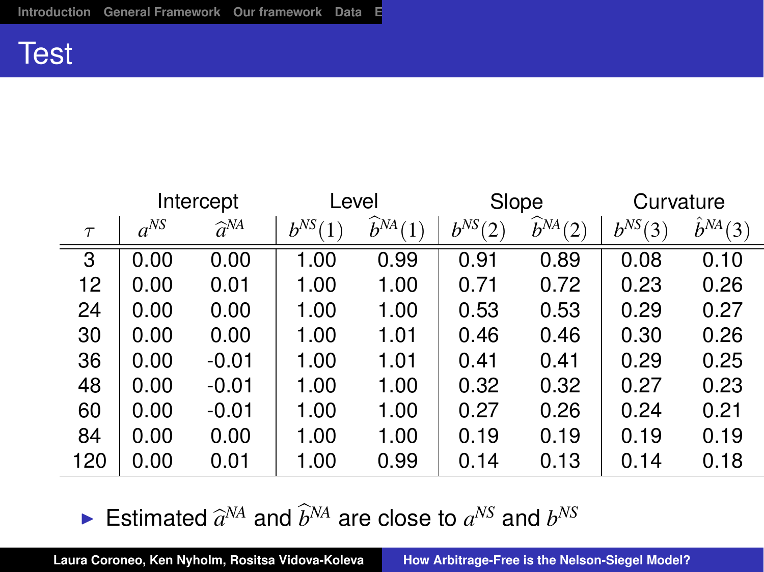# Test

| $\tau$ | Intercept | | Level | | Slope | | Curvature | |
|---|---|---|---|---|---|---|---|---|
| | $a^{NS}$ | $\widehat{a}^{NA}$ | $b^{NS}(1)$ | $\widehat{b}^{NA}(1)$ | $b^{NS}(2)$ | $\widehat{b}^{NA}(2)$ | $b^{NS}(3)$ | $\hat{b}^{NA}(3)$ |
| 3 | 0.00 | 0.00 | 1.00 | 0.99 | 0.91 | 0.89 | 0.08 | 0.10 |
| 12 | 0.00 | 0.01 | 1.00 | 1.00 | 0.71 | 0.72 | 0.23 | 0.26 |
| 24 | 0.00 | 0.00 | 1.00 | 1.00 | 0.53 | 0.53 | 0.29 | 0.27 |
| 30 | 0.00 | 0.00 | 1.00 | 1.01 | 0.46 | 0.46 | 0.30 | 0.26 |
| 36 | 0.00 | -0.01 | 1.00 | 1.01 | 0.41 | 0.41 | 0.29 | 0.25 |
| 48 | 0.00 | -0.01 | 1.00 | 1.00 | 0.32 | 0.32 | 0.27 | 0.23 |
| 60 | 0.00 | -0.01 | 1.00 | 1.00 | 0.27 | 0.26 | 0.24 | 0.21 |
| 84 | 0.00 | 0.00 | 1.00 | 1.00 | 0.19 | 0.19 | 0.19 | 0.19 |
| 120 | 0.00 | 0.01 | 1.00 | 0.99 | 0.14 | 0.13 | 0.14 | 0.18 |

- Estimated $\widehat{a}^{NA}$ and $\widehat{b}^{NA}$ are close to $a^{NS}$ and $b^{NS}$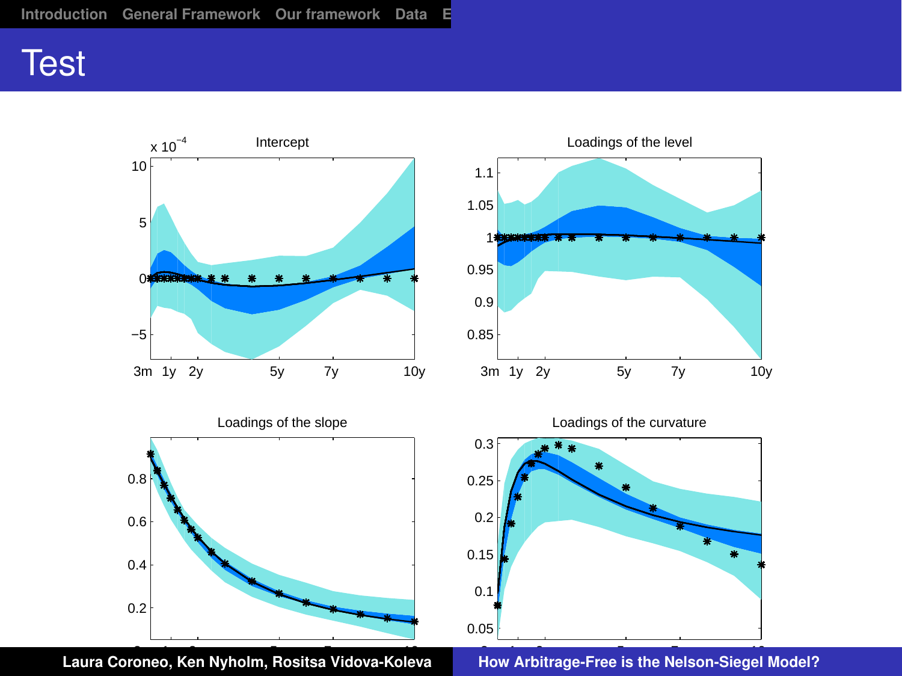# Test

Intercept

Loadings of the level

Loadings of the slope

Loadings of the curvature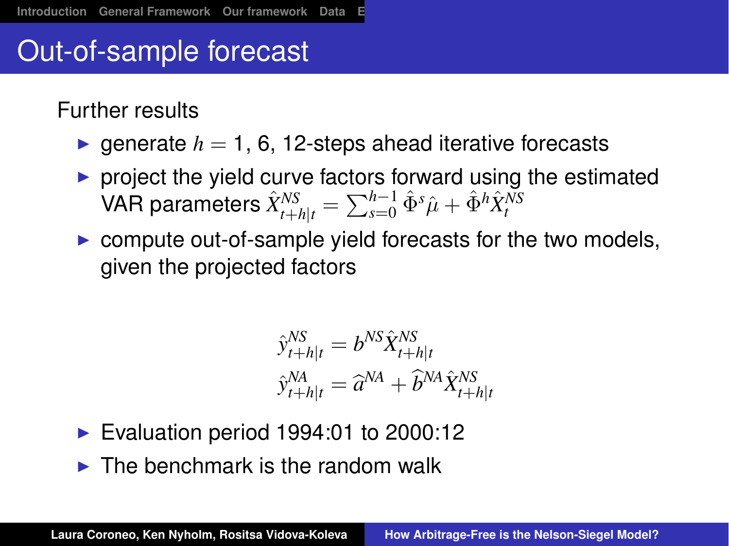# Out-of-sample forecast

Further results

- generate $h = 1, 6, 12$-steps ahead iterative forecasts
- project the yield curve factors forward using the estimated VAR parameters $\hat{X}^{NS}_{t+h|t} = \sum_{s=0}^{h-1} \hat{\Phi}^s \hat{\mu} + \hat{\Phi}^h \hat{X}^{NS}_t$
- compute out-of-sample yield forecasts for the two models, given the projected factors

$$
\begin{aligned}
\hat{y}^{NS}_{t+h|t} &= b^{NS} \hat{X}^{NS}_{t+h|t} \\
\hat{y}^{NA}_{t+h|t} &= \widehat{a}^{NA} + \widehat{b}^{NA} \hat{X}^{NS}_{t+h|t}
\end{aligned}
$$

- Evaluation period 1994:01 to 2000:12
- The benchmark is the random walk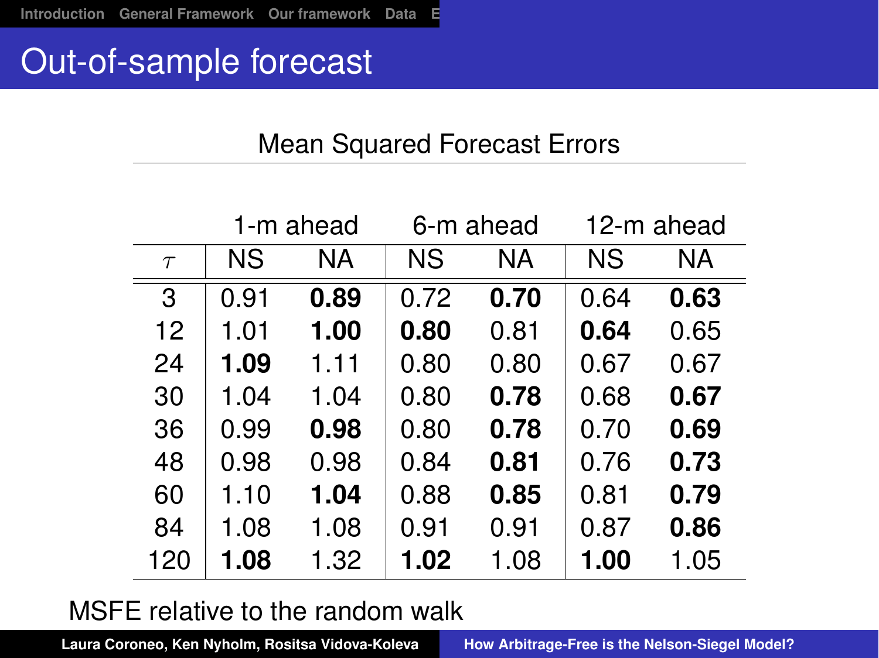# Out-of-sample forecast

Mean Squared Forecast Errors

| | 1-m ahead | | 6-m ahead | | 12-m ahead | |
|---|---|---|---|---|---|---|
| $\tau$ | NS | NA | NS | NA | NS | NA |
| 3 | 0.91 | **0.89** | 0.72 | **0.70** | 0.64 | **0.63** |
| 12 | 1.01 | **1.00** | **0.80** | 0.81 | **0.64** | 0.65 |
| 24 | **1.09** | 1.11 | 0.80 | 0.80 | 0.67 | 0.67 |
| 30 | 1.04 | 1.04 | 0.80 | **0.78** | 0.68 | **0.67** |
| 36 | 0.99 | **0.98** | 0.80 | **0.78** | 0.70 | **0.69** |
| 48 | 0.98 | 0.98 | 0.84 | **0.81** | 0.76 | **0.73** |
| 60 | 1.10 | **1.04** | 0.88 | **0.85** | 0.81 | **0.79** |
| 84 | 1.08 | 1.08 | 0.91 | 0.91 | 0.87 | **0.86** |
| 120 | **1.08** | 1.32 | **1.02** | 1.08 | **1.00** | 1.05 |

MSFE relative to the random walk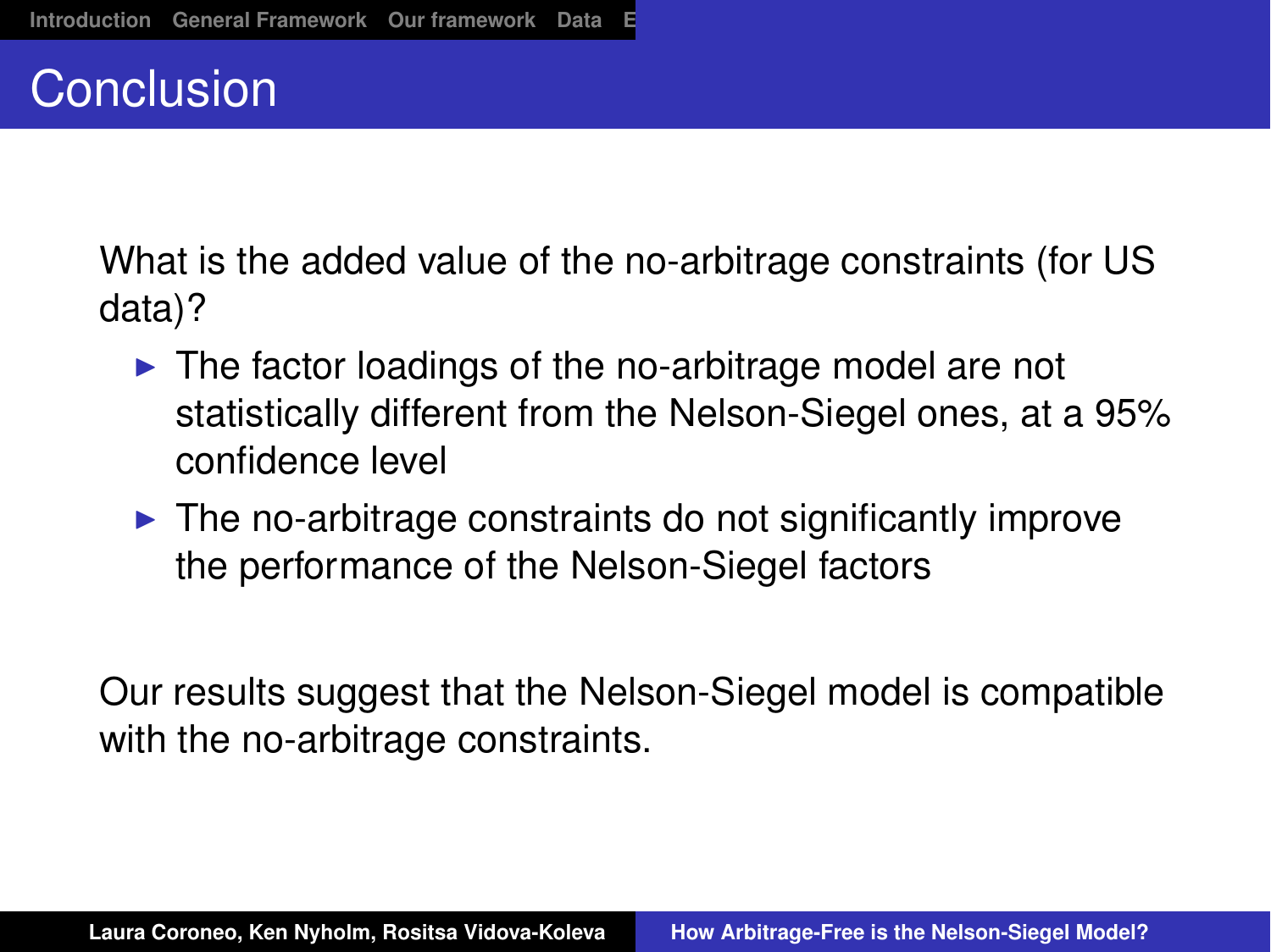# Conclusion

What is the added value of the no-arbitrage constraints (for US data)?

- The factor loadings of the no-arbitrage model are not statistically different from the Nelson-Siegel ones, at a 95% confidence level
- The no-arbitrage constraints do not significantly improve the performance of the Nelson-Siegel factors

Our results suggest that the Nelson-Siegel model is compatible with the no-arbitrage constraints.